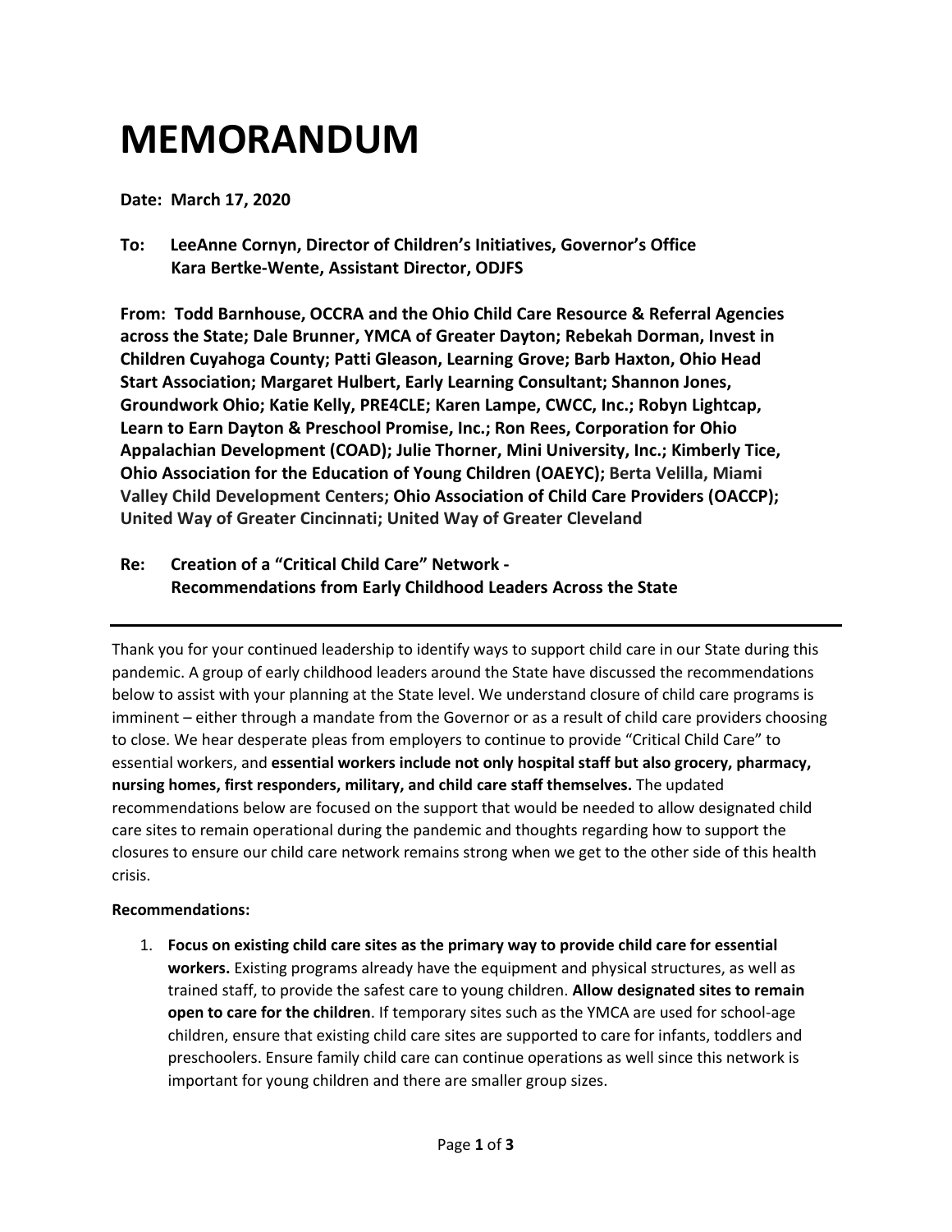# MEMORANDUM

**Date: March 17, 2020**

**To: LeeAnne Cornyn, Director of Children's Initiatives, Governor's Office**
**Kara Bertke-Wente, Assistant Director, ODJFS**

**From: Todd Barnhouse, OCCRA and the Ohio Child Care Resource & Referral Agencies across the State; Dale Brunner, YMCA of Greater Dayton; Rebekah Dorman, Invest in Children Cuyahoga County; Patti Gleason, Learning Grove; Barb Haxton, Ohio Head Start Association; Margaret Hulbert, Early Learning Consultant; Shannon Jones, Groundwork Ohio; Katie Kelly, PRE4CLE; Karen Lampe, CWCC, Inc.; Robyn Lightcap, Learn to Earn Dayton & Preschool Promise, Inc.; Ron Rees, Corporation for Ohio Appalachian Development (COAD); Julie Thorner, Mini University, Inc.; Kimberly Tice, Ohio Association for the Education of Young Children (OAEYC); Berta Velilla, Miami Valley Child Development Centers; Ohio Association of Child Care Providers (OACCP); United Way of Greater Cincinnati; United Way of Greater Cleveland**

**Re: Creation of a "Critical Child Care" Network - Recommendations from Early Childhood Leaders Across the State**

---

Thank you for your continued leadership to identify ways to support child care in our State during this pandemic. A group of early childhood leaders around the State have discussed the recommendations below to assist with your planning at the State level. We understand closure of child care programs is imminent – either through a mandate from the Governor or as a result of child care providers choosing to close. We hear desperate pleas from employers to continue to provide "Critical Child Care" to essential workers, and **essential workers include not only hospital staff but also grocery, pharmacy, nursing homes, first responders, military, and child care staff themselves.** The updated recommendations below are focused on the support that would be needed to allow designated child care sites to remain operational during the pandemic and thoughts regarding how to support the closures to ensure our child care network remains strong when we get to the other side of this health crisis.

**Recommendations:**

1. **Focus on existing child care sites as the primary way to provide child care for essential workers.** Existing programs already have the equipment and physical structures, as well as trained staff, to provide the safest care to young children. **Allow designated sites to remain open to care for the children**. If temporary sites such as the YMCA are used for school-age children, ensure that existing child care sites are supported to care for infants, toddlers and preschoolers. Ensure family child care can continue operations as well since this network is important for young children and there are smaller group sizes.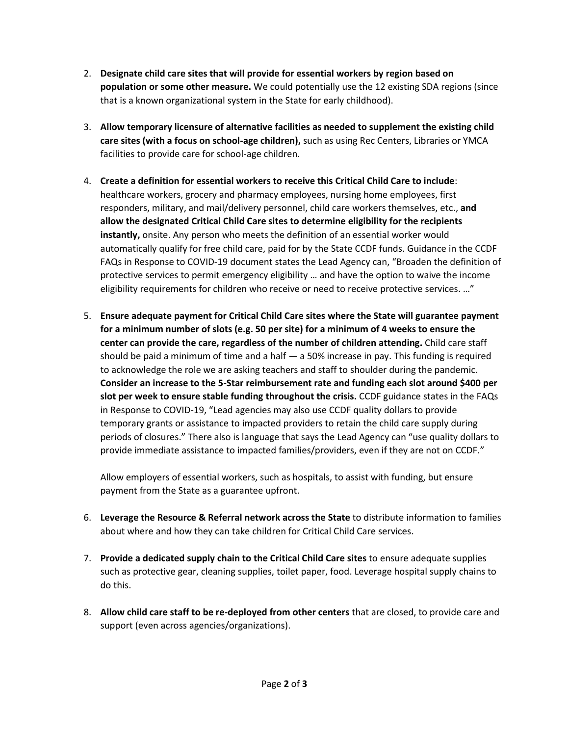2. **Designate child care sites that will provide for essential workers by region based on population or some other measure.** We could potentially use the 12 existing SDA regions (since that is a known organizational system in the State for early childhood).

3. **Allow temporary licensure of alternative facilities as needed to supplement the existing child care sites (with a focus on school-age children),** such as using Rec Centers, Libraries or YMCA facilities to provide care for school-age children.

4. **Create a definition for essential workers to receive this Critical Child Care to include**: healthcare workers, grocery and pharmacy employees, nursing home employees, first responders, military, and mail/delivery personnel, child care workers themselves, etc., **and allow the designated Critical Child Care sites to determine eligibility for the recipients instantly,** onsite. Any person who meets the definition of an essential worker would automatically qualify for free child care, paid for by the State CCDF funds. Guidance in the CCDF FAQs in Response to COVID-19 document states the Lead Agency can, "Broaden the definition of protective services to permit emergency eligibility … and have the option to waive the income eligibility requirements for children who receive or need to receive protective services. …"

5. **Ensure adequate payment for Critical Child Care sites where the State will guarantee payment for a minimum number of slots (e.g. 50 per site) for a minimum of 4 weeks to ensure the center can provide the care, regardless of the number of children attending.** Child care staff should be paid a minimum of time and a half — a 50% increase in pay. This funding is required to acknowledge the role we are asking teachers and staff to shoulder during the pandemic. **Consider an increase to the 5-Star reimbursement rate and funding each slot around $400 per slot per week to ensure stable funding throughout the crisis.** CCDF guidance states in the FAQs in Response to COVID-19, "Lead agencies may also use CCDF quality dollars to provide temporary grants or assistance to impacted providers to retain the child care supply during periods of closures." There also is language that says the Lead Agency can "use quality dollars to provide immediate assistance to impacted families/providers, even if they are not on CCDF."

   Allow employers of essential workers, such as hospitals, to assist with funding, but ensure payment from the State as a guarantee upfront.

6. **Leverage the Resource & Referral network across the State** to distribute information to families about where and how they can take children for Critical Child Care services.

7. **Provide a dedicated supply chain to the Critical Child Care sites** to ensure adequate supplies such as protective gear, cleaning supplies, toilet paper, food. Leverage hospital supply chains to do this.

8. **Allow child care staff to be re-deployed from other centers** that are closed, to provide care and support (even across agencies/organizations).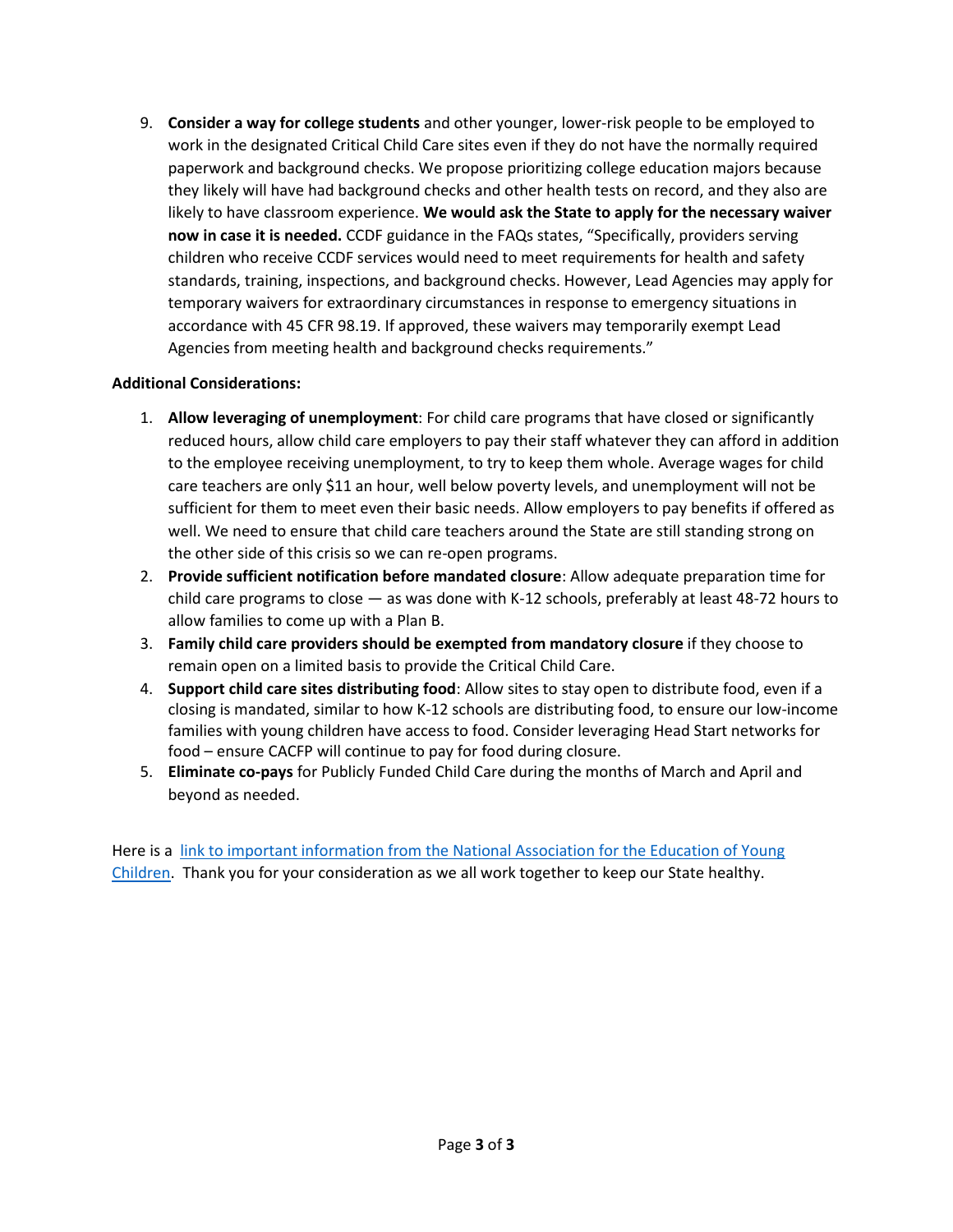9. **Consider a way for college students** and other younger, lower-risk people to be employed to work in the designated Critical Child Care sites even if they do not have the normally required paperwork and background checks. We propose prioritizing college education majors because they likely will have had background checks and other health tests on record, and they also are likely to have classroom experience. **We would ask the State to apply for the necessary waiver now in case it is needed.** CCDF guidance in the FAQs states, "Specifically, providers serving children who receive CCDF services would need to meet requirements for health and safety standards, training, inspections, and background checks. However, Lead Agencies may apply for temporary waivers for extraordinary circumstances in response to emergency situations in accordance with 45 CFR 98.19. If approved, these waivers may temporarily exempt Lead Agencies from meeting health and background checks requirements."

**Additional Considerations:**

1. **Allow leveraging of unemployment**: For child care programs that have closed or significantly reduced hours, allow child care employers to pay their staff whatever they can afford in addition to the employee receiving unemployment, to try to keep them whole. Average wages for child care teachers are only $11 an hour, well below poverty levels, and unemployment will not be sufficient for them to meet even their basic needs. Allow employers to pay benefits if offered as well. We need to ensure that child care teachers around the State are still standing strong on the other side of this crisis so we can re-open programs.
2. **Provide sufficient notification before mandated closure**: Allow adequate preparation time for child care programs to close — as was done with K-12 schools, preferably at least 48-72 hours to allow families to come up with a Plan B.
3. **Family child care providers should be exempted from mandatory closure** if they choose to remain open on a limited basis to provide the Critical Child Care.
4. **Support child care sites distributing food**: Allow sites to stay open to distribute food, even if a closing is mandated, similar to how K-12 schools are distributing food, to ensure our low-income families with young children have access to food. Consider leveraging Head Start networks for food – ensure CACFP will continue to pay for food during closure.
5. **Eliminate co-pays** for Publicly Funded Child Care during the months of March and April and beyond as needed.

Here is a link to important information from the National Association for the Education of Young Children. Thank you for your consideration as we all work together to keep our State healthy.